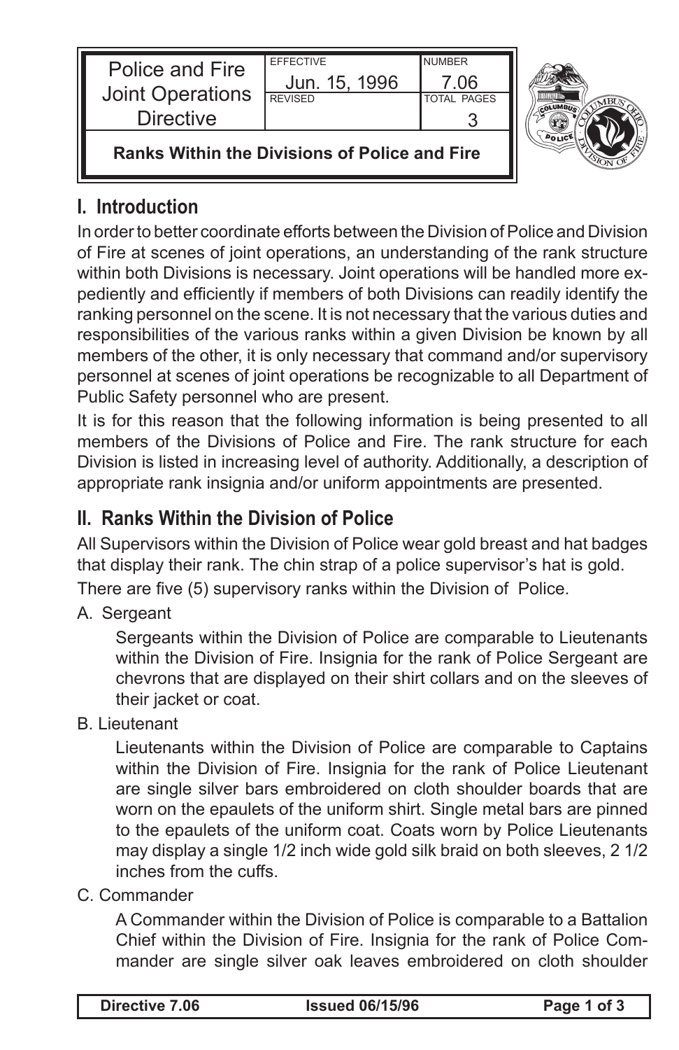| Police and Fire Joint Operations Directive | EFFECTIVE Jun. 15, 1996 | NUMBER 7.06 |
|---|---|---|
| | REVISED | TOTAL PAGES 3 |

**Ranks Within the Divisions of Police and Fire**

## I. Introduction

In order to better coordinate efforts between the Division of Police and Division of Fire at scenes of joint operations, an understanding of the rank structure within both Divisions is necessary. Joint operations will be handled more expediently and efficiently if members of both Divisions can readily identify the ranking personnel on the scene. It is not necessary that the various duties and responsibilities of the various ranks within a given Division be known by all members of the other, it is only necessary that command and/or supervisory personnel at scenes of joint operations be recognizable to all Department of Public Safety personnel who are present.

It is for this reason that the following information is being presented to all members of the Divisions of Police and Fire. The rank structure for each Division is listed in increasing level of authority. Additionally, a description of appropriate rank insignia and/or uniform appointments are presented.

## II. Ranks Within the Division of Police

All Supervisors within the Division of Police wear gold breast and hat badges that display their rank. The chin strap of a police supervisor's hat is gold.

There are five (5) supervisory ranks within the Division of Police.

A. Sergeant

Sergeants within the Division of Police are comparable to Lieutenants within the Division of Fire. Insignia for the rank of Police Sergeant are chevrons that are displayed on their shirt collars and on the sleeves of their jacket or coat.

B. Lieutenant

Lieutenants within the Division of Police are comparable to Captains within the Division of Fire. Insignia for the rank of Police Lieutenant are single silver bars embroidered on cloth shoulder boards that are worn on the epaulets of the uniform shirt. Single metal bars are pinned to the epaulets of the uniform coat. Coats worn by Police Lieutenants may display a single 1/2 inch wide gold silk braid on both sleeves, 2 1/2 inches from the cuffs.

C. Commander

A Commander within the Division of Police is comparable to a Battalion Chief within the Division of Fire. Insignia for the rank of Police Commander are single silver oak leaves embroidered on cloth shoulder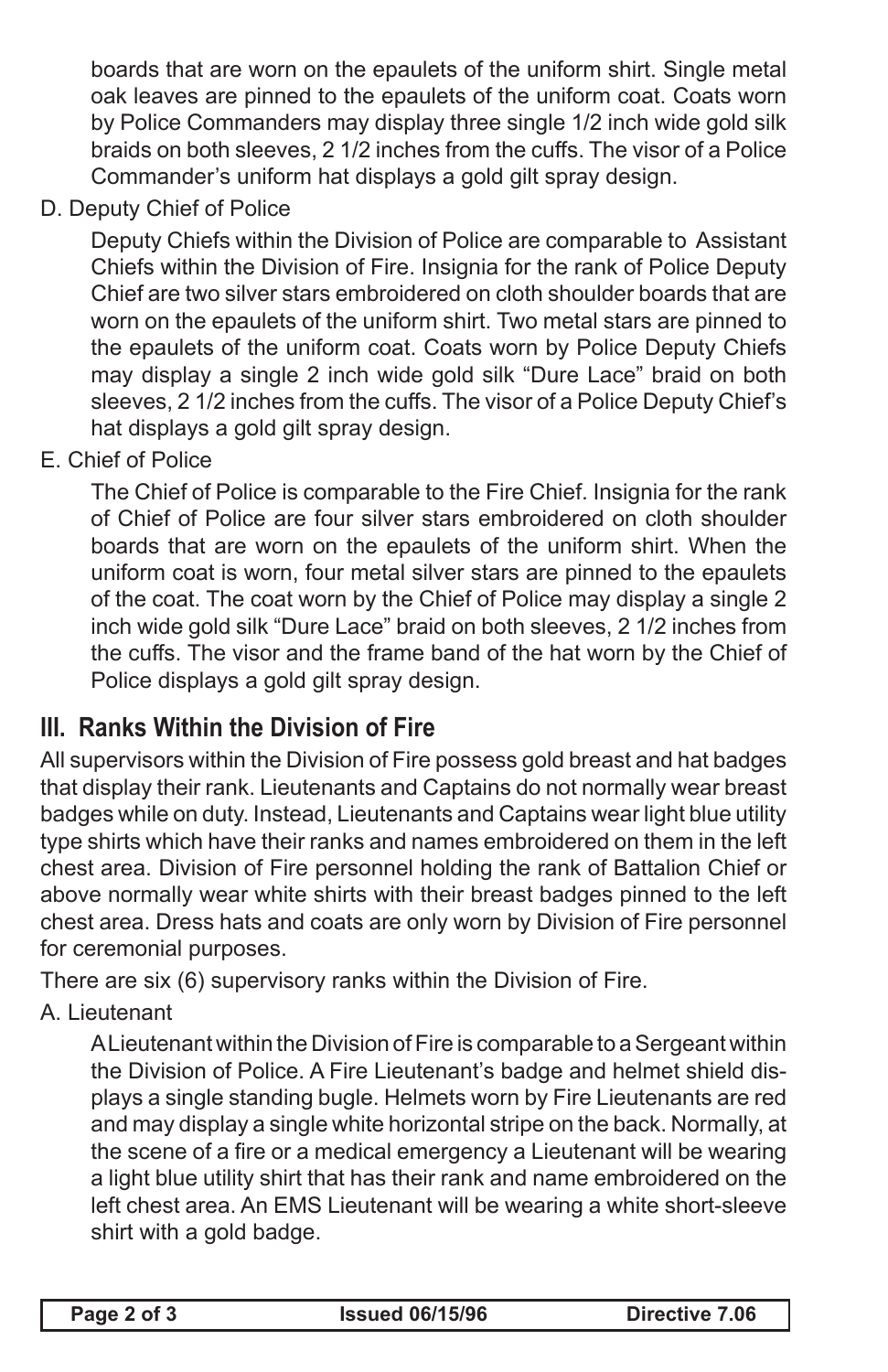boards that are worn on the epaulets of the uniform shirt. Single metal oak leaves are pinned to the epaulets of the uniform coat. Coats worn by Police Commanders may display three single 1/2 inch wide gold silk braids on both sleeves, 2 1/2 inches from the cuffs. The visor of a Police Commander's uniform hat displays a gold gilt spray design.

D. Deputy Chief of Police

Deputy Chiefs within the Division of Police are comparable to Assistant Chiefs within the Division of Fire. Insignia for the rank of Police Deputy Chief are two silver stars embroidered on cloth shoulder boards that are worn on the epaulets of the uniform shirt. Two metal stars are pinned to the epaulets of the uniform coat. Coats worn by Police Deputy Chiefs may display a single 2 inch wide gold silk "Dure Lace" braid on both sleeves, 2 1/2 inches from the cuffs. The visor of a Police Deputy Chief's hat displays a gold gilt spray design.

E. Chief of Police

The Chief of Police is comparable to the Fire Chief. Insignia for the rank of Chief of Police are four silver stars embroidered on cloth shoulder boards that are worn on the epaulets of the uniform shirt. When the uniform coat is worn, four metal silver stars are pinned to the epaulets of the coat. The coat worn by the Chief of Police may display a single 2 inch wide gold silk "Dure Lace" braid on both sleeves, 2 1/2 inches from the cuffs. The visor and the frame band of the hat worn by the Chief of Police displays a gold gilt spray design.

## III. Ranks Within the Division of Fire

All supervisors within the Division of Fire possess gold breast and hat badges that display their rank. Lieutenants and Captains do not normally wear breast badges while on duty. Instead, Lieutenants and Captains wear light blue utility type shirts which have their ranks and names embroidered on them in the left chest area. Division of Fire personnel holding the rank of Battalion Chief or above normally wear white shirts with their breast badges pinned to the left chest area. Dress hats and coats are only worn by Division of Fire personnel for ceremonial purposes.

There are six (6) supervisory ranks within the Division of Fire.

A. Lieutenant

A Lieutenant within the Division of Fire is comparable to a Sergeant within the Division of Police. A Fire Lieutenant's badge and helmet shield displays a single standing bugle. Helmets worn by Fire Lieutenants are red and may display a single white horizontal stripe on the back. Normally, at the scene of a fire or a medical emergency a Lieutenant will be wearing a light blue utility shirt that has their rank and name embroidered on the left chest area. An EMS Lieutenant will be wearing a white short-sleeve shirt with a gold badge.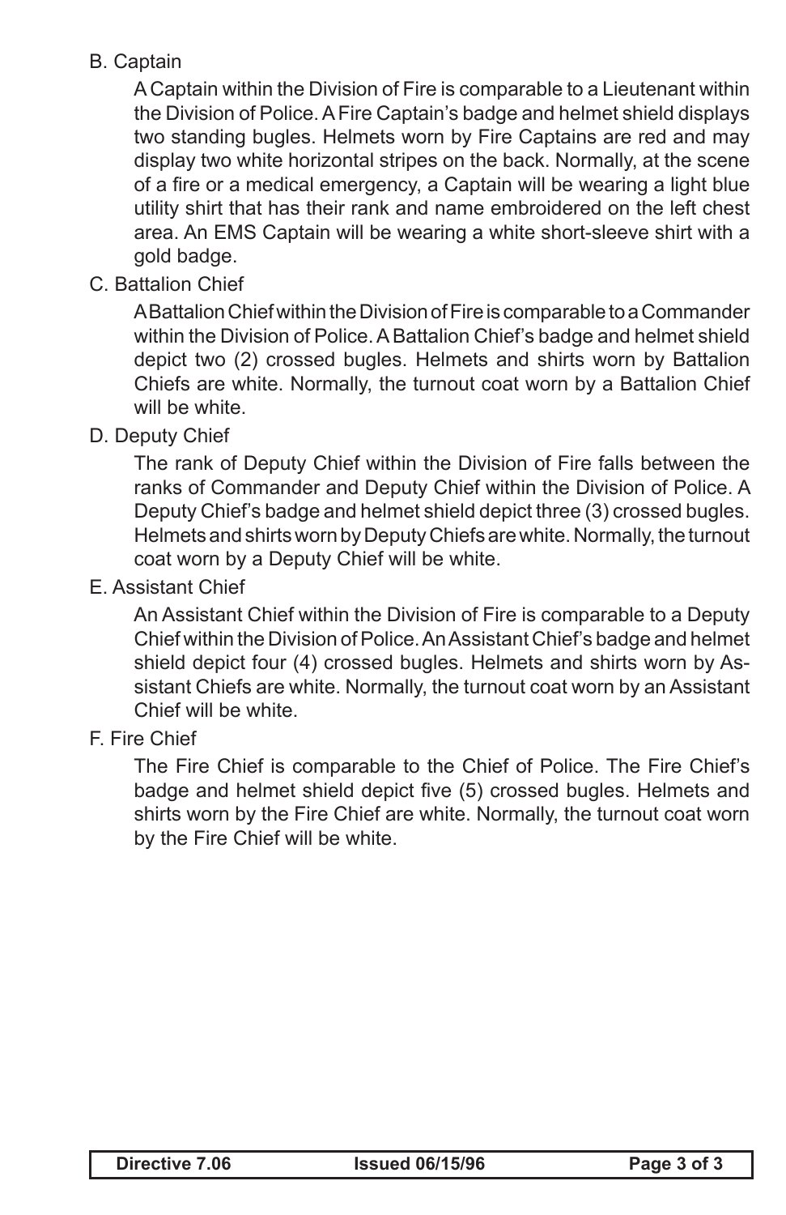B. Captain

A Captain within the Division of Fire is comparable to a Lieutenant within the Division of Police. A Fire Captain's badge and helmet shield displays two standing bugles. Helmets worn by Fire Captains are red and may display two white horizontal stripes on the back. Normally, at the scene of a fire or a medical emergency, a Captain will be wearing a light blue utility shirt that has their rank and name embroidered on the left chest area. An EMS Captain will be wearing a white short-sleeve shirt with a gold badge.

C. Battalion Chief

A Battalion Chief within the Division of Fire is comparable to a Commander within the Division of Police. A Battalion Chief's badge and helmet shield depict two (2) crossed bugles. Helmets and shirts worn by Battalion Chiefs are white. Normally, the turnout coat worn by a Battalion Chief will be white.

D. Deputy Chief

The rank of Deputy Chief within the Division of Fire falls between the ranks of Commander and Deputy Chief within the Division of Police. A Deputy Chief's badge and helmet shield depict three (3) crossed bugles. Helmets and shirts worn by Deputy Chiefs are white. Normally, the turnout coat worn by a Deputy Chief will be white.

E. Assistant Chief

An Assistant Chief within the Division of Fire is comparable to a Deputy Chief within the Division of Police. An Assistant Chief's badge and helmet shield depict four (4) crossed bugles. Helmets and shirts worn by Assistant Chiefs are white. Normally, the turnout coat worn by an Assistant Chief will be white.

F. Fire Chief

The Fire Chief is comparable to the Chief of Police. The Fire Chief's badge and helmet shield depict five (5) crossed bugles. Helmets and shirts worn by the Fire Chief are white. Normally, the turnout coat worn by the Fire Chief will be white.